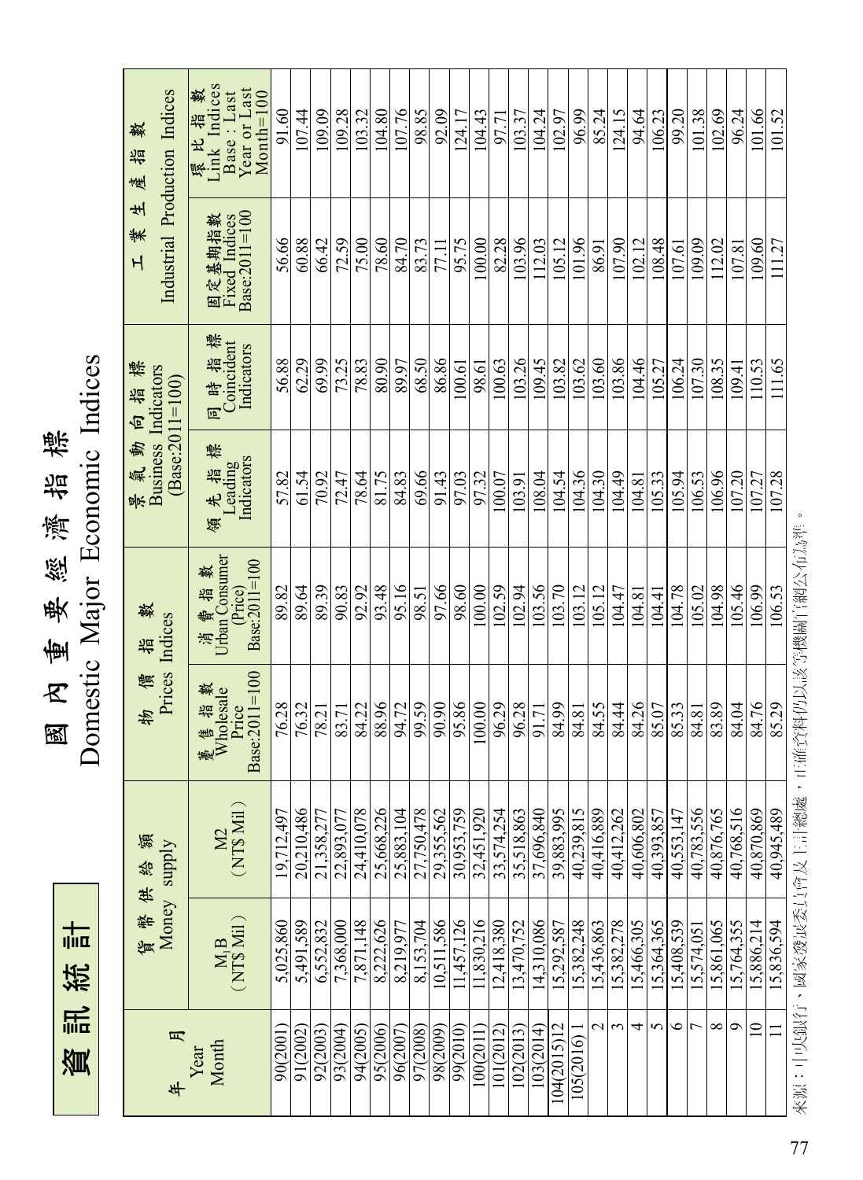# 資訊統計

# 國內重要經濟指標

# Domestic Major Economic Indices

| 年 月 Year Month | 貨幣供給額 Money supply | | 物價指數 Prices Indices | | 景氣動向指標 Business Indicators (Base:2011=100) | | 工業生產指數 Industrial Production Indices | |
|---|---|---|---|---|---|---|---|---|
| | M1B (NT$ Mil) | M2 (NT$ Mil) | 躉售指數 Wholesale Price Base:2011=100 | 消費指數 Urban Consumer (Price) Base:2011=100 | 領先指標 Leading Indicators | 同時指標 Coincident Indicators | 固定基期指數 Fixed Indices Base:2011=100 | 環比指數 Link Indices Base: Last Year or Last Month=100 |
| 90(2001) | 5,025,860 | 19,712,497 | 76.28 | 89.82 | 57.82 | 56.88 | 56.66 | 91.60 |
| 91(2002) | 5,491,589 | 20,210,486 | 76.32 | 89.64 | 61.54 | 62.29 | 60.88 | 107.44 |
| 92(2003) | 6,552,832 | 21,358,277 | 78.21 | 89.39 | 70.92 | 69.99 | 66.42 | 109.09 |
| 93(2004) | 7,368,000 | 22,893,077 | 83.71 | 90.83 | 72.47 | 73.25 | 72.59 | 109.28 |
| 94(2005) | 7,871,148 | 24,410,078 | 84.22 | 92.92 | 78.64 | 78.83 | 75.00 | 103.32 |
| 95(2006) | 8,222,626 | 25,668,226 | 88.96 | 93.48 | 81.75 | 80.90 | 78.60 | 104.80 |
| 96(2007) | 8,219,977 | 25,883,104 | 94.72 | 95.16 | 84.83 | 89.97 | 84.70 | 107.76 |
| 97(2008) | 8,153,704 | 27,750,478 | 99.59 | 98.51 | 69.66 | 68.50 | 83.73 | 98.85 |
| 98(2009) | 10,511,586 | 29,355,562 | 90.90 | 97.66 | 91.43 | 86.86 | 77.11 | 92.09 |
| 99(2010) | 11,457,126 | 30,953,759 | 95.86 | 98.60 | 97.03 | 100.61 | 95.75 | 124.17 |
| 100(2011) | 11,830,216 | 32,451,920 | 100.00 | 100.00 | 97.32 | 98.61 | 100.00 | 104.43 |
| 101(2012) | 12,418,380 | 33,574,254 | 96.29 | 102.59 | 100.07 | 100.63 | 82.28 | 97.71 |
| 102(2013) | 13,470,752 | 35,518,863 | 96.28 | 102.94 | 103.91 | 103.26 | 103.96 | 103.37 |
| 103(2014) | 14,310,086 | 37,696,840 | 91.71 | 103.56 | 108.04 | 109.45 | 112.03 | 104.24 |
| 104(2015)12 | 15,292,587 | 39,883,995 | 84.99 | 103.70 | 104.54 | 103.82 | 105.12 | 102.97 |
| 105(2016) 1 | 15,382,248 | 40,239,815 | 84.81 | 103.12 | 104.36 | 103.62 | 101.96 | 96.99 |
| 2 | 15,436,863 | 40,416,889 | 84.55 | 105.12 | 104.30 | 103.60 | 86.91 | 85.24 |
| 3 | 15,382,278 | 40,412,262 | 84.44 | 104.47 | 104.49 | 103.86 | 107.90 | 124.15 |
| 4 | 15,466,305 | 40,606,802 | 84.26 | 104.81 | 104.81 | 104.46 | 102.12 | 94.64 |
| 5 | 15,364,365 | 40,393,857 | 85.07 | 104.41 | 105.33 | 105.27 | 108.48 | 106.23 |
| 6 | 15,408,539 | 40,553,147 | 85.33 | 104.78 | 105.94 | 106.24 | 107.61 | 99.20 |
| 7 | 15,574,051 | 40,783,556 | 84.81 | 105.02 | 106.53 | 107.30 | 109.09 | 101.38 |
| 8 | 15,861,065 | 40,876,765 | 83.89 | 104.98 | 106.96 | 108.35 | 112.02 | 102.69 |
| 9 | 15,764,355 | 40,768,516 | 84.04 | 105.46 | 107.20 | 109.41 | 107.81 | 96.24 |
| 10 | 15,886,214 | 40,870,869 | 84.76 | 106.99 | 107.27 | 110.53 | 109.60 | 101.66 |
| 11 | 15,836,594 | 40,945,489 | 85.29 | 106.53 | 107.28 | 111.65 | 111.27 | 101.52 |

來源：中央銀行、國家發展委員會及主計總處，正確資料仍以該等機關官網公布為準。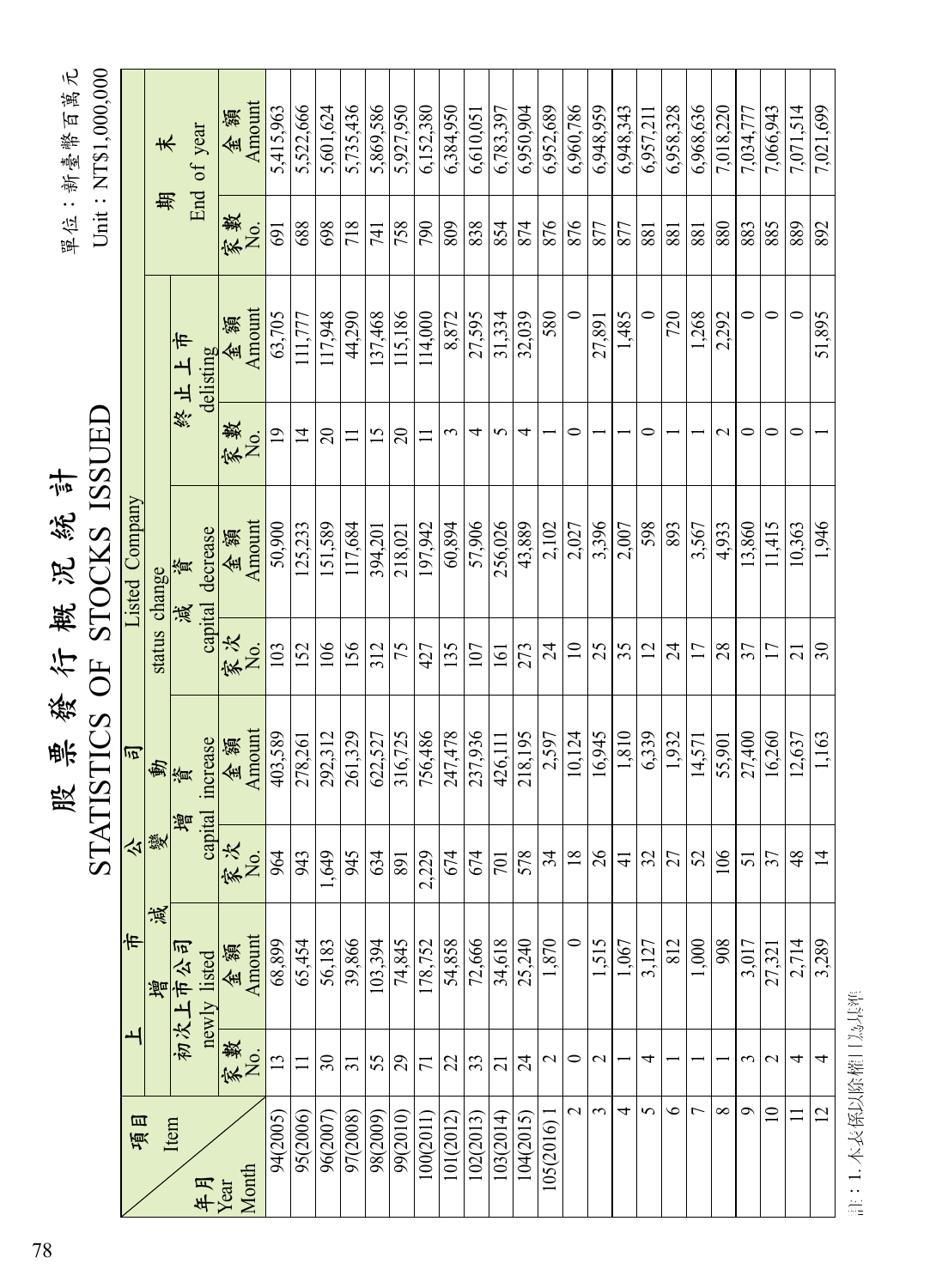# 股票發行概況統計

# STATISTICS OF STOCKS ISSUED

單位：新臺幣百萬元

Unit：NT$1,000,000

| 項目 Item / 年月 Year Month | 上市公司 Listed Company 增減變動 status change | | | | | | | | 期末 End of year | |
|---|---|---|---|---|---|---|---|---|---|---|
| | 初次上市公司 newly listed | | 增資 capital increase | | 減資 capital decrease | | 終止上市 delisting | | | |
| | 家數 No. | 金額 Amount | 家次 No. | 金額 Amount | 家次 No. | 金額 Amount | 家數 No. | 金額 Amount | 家數 No. | 金額 Amount |
| 94(2005) | 13 | 68,899 | 964 | 403,589 | 103 | 50,900 | 19 | 63,705 | 691 | 5,415,963 |
| 95(2006) | 11 | 65,454 | 943 | 278,261 | 152 | 125,233 | 14 | 111,777 | 688 | 5,522,666 |
| 96(2007) | 30 | 56,183 | 1,649 | 292,312 | 106 | 151,589 | 20 | 117,948 | 698 | 5,601,624 |
| 97(2008) | 31 | 39,866 | 945 | 261,329 | 156 | 117,684 | 11 | 44,290 | 718 | 5,735,436 |
| 98(2009) | 55 | 103,394 | 634 | 622,527 | 312 | 394,201 | 15 | 137,468 | 741 | 5,869,586 |
| 99(2010) | 29 | 74,845 | 891 | 316,725 | 75 | 218,021 | 20 | 115,186 | 758 | 5,927,950 |
| 100(2011) | 71 | 178,752 | 2,229 | 756,486 | 427 | 197,942 | 11 | 114,000 | 790 | 6,152,380 |
| 101(2012) | 22 | 54,858 | 674 | 247,478 | 135 | 60,894 | 3 | 8,872 | 809 | 6,384,950 |
| 102(2013) | 33 | 72,666 | 674 | 237,936 | 107 | 57,906 | 4 | 27,595 | 838 | 6,610,051 |
| 103(2014) | 21 | 34,618 | 701 | 426,111 | 161 | 256,026 | 5 | 31,334 | 854 | 6,783,397 |
| 104(2015) | 24 | 25,240 | 578 | 218,195 | 273 | 43,889 | 4 | 32,039 | 874 | 6,950,904 |
| 105(2016) 1 | 2 | 1,870 | 34 | 2,597 | 24 | 2,102 | 1 | 580 | 876 | 6,952,689 |
| 2 | 0 | 0 | 18 | 10,124 | 10 | 2,027 | 0 | 0 | 876 | 6,960,786 |
| 3 | 2 | 1,515 | 26 | 16,945 | 25 | 3,396 | 1 | 27,891 | 877 | 6,948,959 |
| 4 | 1 | 1,067 | 41 | 1,810 | 35 | 2,007 | 1 | 1,485 | 877 | 6,948,343 |
| 5 | 4 | 3,127 | 32 | 6,339 | 12 | 598 | 0 | 0 | 881 | 6,957,211 |
| 6 | 1 | 812 | 27 | 1,932 | 24 | 893 | 1 | 720 | 881 | 6,958,328 |
| 7 | 1 | 1,000 | 52 | 14,571 | 17 | 3,567 | 1 | 1,268 | 881 | 6,968,636 |
| 8 | 1 | 908 | 106 | 55,901 | 28 | 4,933 | 2 | 2,292 | 880 | 7,018,220 |
| 9 | 3 | 3,017 | 51 | 27,400 | 37 | 13,860 | 0 | 0 | 883 | 7,034,777 |
| 10 | 2 | 27,321 | 37 | 16,260 | 17 | 11,415 | 0 | 0 | 885 | 7,066,943 |
| 11 | 4 | 2,714 | 48 | 12,637 | 21 | 10,363 | 0 | 0 | 889 | 7,071,514 |
| 12 | 4 | 3,289 | 14 | 1,163 | 30 | 1,946 | 1 | 51,895 | 892 | 7,021,699 |

註：1.本表係以除權日為基準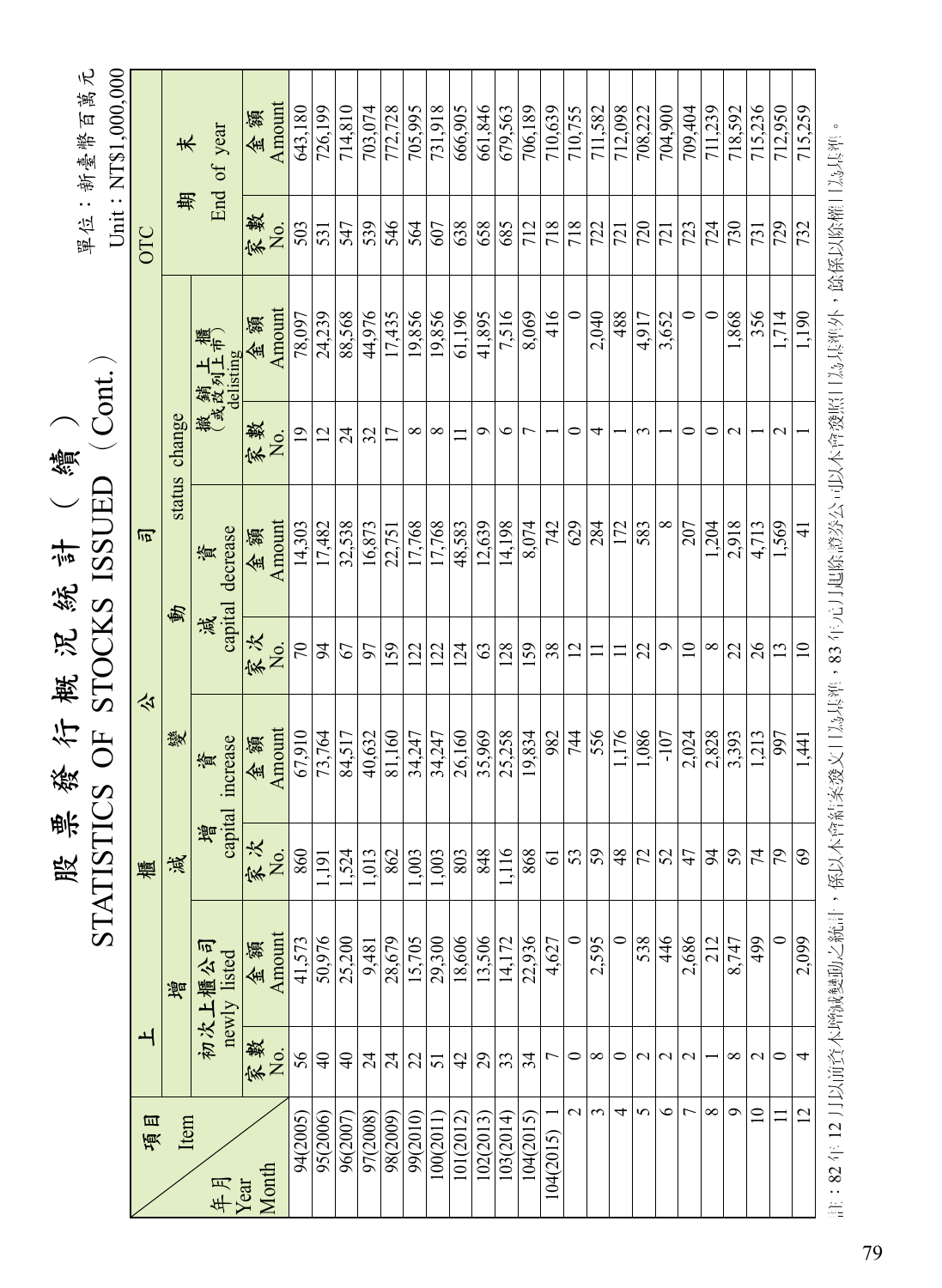# 股票發行概況統計（續）

## STATISTICS OF STOCKS ISSUED (Cont.)

單位：新臺幣百萬元
Unit : NT$1,000,000

| 項目 Item / 年月 Year Month | 上櫃公司 | | | | | | | | OTC | |
|---|---|---|---|---|---|---|---|---|---|---|
| | 增 | | 減 | | | | | | 期末 End of year | |
| | 初次上櫃公司 newly listed | | 變動 status change | | | | | | | |
| | | | 增資 capital increase | | 減資 capital decrease | | 撤銷上櫃（或改列上市） delisting | | | |
| | 家數 No. | 金額 Amount | 家次 No. | 金額 Amount | 家次 No. | 金額 Amount | 家數 No. | 金額 Amount | 家數 No. | 金額 Amount |
| 94(2005) | 56 | 41,573 | 860 | 67,910 | 70 | 14,303 | 19 | 78,097 | 503 | 643,180 |
| 95(2006) | 40 | 50,976 | 1,191 | 73,764 | 94 | 17,482 | 12 | 24,239 | 531 | 726,199 |
| 96(2007) | 40 | 25,200 | 1,524 | 84,517 | 67 | 32,538 | 24 | 88,568 | 547 | 714,810 |
| 97(2008) | 24 | 9,481 | 1,013 | 40,632 | 97 | 16,873 | 32 | 44,976 | 539 | 703,074 |
| 98(2009) | 24 | 28,679 | 862 | 81,160 | 159 | 22,751 | 17 | 17,435 | 546 | 772,728 |
| 99(2010) | 22 | 15,705 | 1,003 | 34,247 | 122 | 17,768 | 8 | 19,856 | 564 | 705,995 |
| 100(2011) | 51 | 29,300 | 1,003 | 34,247 | 122 | 17,768 | 8 | 19,856 | 607 | 731,918 |
| 101(2012) | 42 | 18,606 | 803 | 26,160 | 124 | 48,583 | 11 | 61,196 | 638 | 666,905 |
| 102(2013) | 29 | 13,506 | 848 | 35,969 | 63 | 12,639 | 9 | 41,895 | 658 | 661,846 |
| 103(2014) | 33 | 14,172 | 1,116 | 25,258 | 128 | 14,198 | 6 | 7,516 | 685 | 679,563 |
| 104(2015) | 34 | 22,936 | 868 | 19,834 | 159 | 8,074 | 7 | 8,069 | 712 | 706,189 |
| 104(2015) 1 | 7 | 4,627 | 61 | 982 | 38 | 742 | 1 | 416 | 718 | 710,639 |
| 2 | 0 | 0 | 53 | 744 | 12 | 629 | 0 | 0 | 718 | 710,755 |
| 3 | 8 | 2,595 | 59 | 556 | 11 | 284 | 4 | 2,040 | 722 | 711,582 |
| 4 | 0 | 0 | 48 | 1,176 | 11 | 172 | 1 | 488 | 721 | 712,098 |
| 5 | 2 | 538 | 72 | 1,086 | 22 | 583 | 3 | 4,917 | 720 | 708,222 |
| 6 | 2 | 446 | 52 | -107 | 9 | 8 | 1 | 3,652 | 721 | 704,900 |
| 7 | 2 | 2,686 | 47 | 2,024 | 10 | 207 | 0 | 0 | 723 | 709,404 |
| 8 | 1 | 212 | 94 | 2,828 | 8 | 1,204 | 0 | 0 | 724 | 711,239 |
| 9 | 8 | 8,747 | 59 | 3,393 | 22 | 2,918 | 2 | 1,868 | 730 | 718,592 |
| 10 | 2 | 499 | 74 | 1,213 | 26 | 4,713 | 1 | 356 | 731 | 715,236 |
| 11 | 0 | 0 | 79 | 997 | 13 | 1,569 | 2 | 1,714 | 729 | 712,950 |
| 12 | 4 | 2,099 | 69 | 1,441 | 10 | 41 | 1 | 1,190 | 732 | 715,259 |

註：82年12月以前之本僅減變動之統計，係以本會核准發文日為基準，83年元月起除經濟部公司以本會發照日為基準外，餘係以除權日為基準。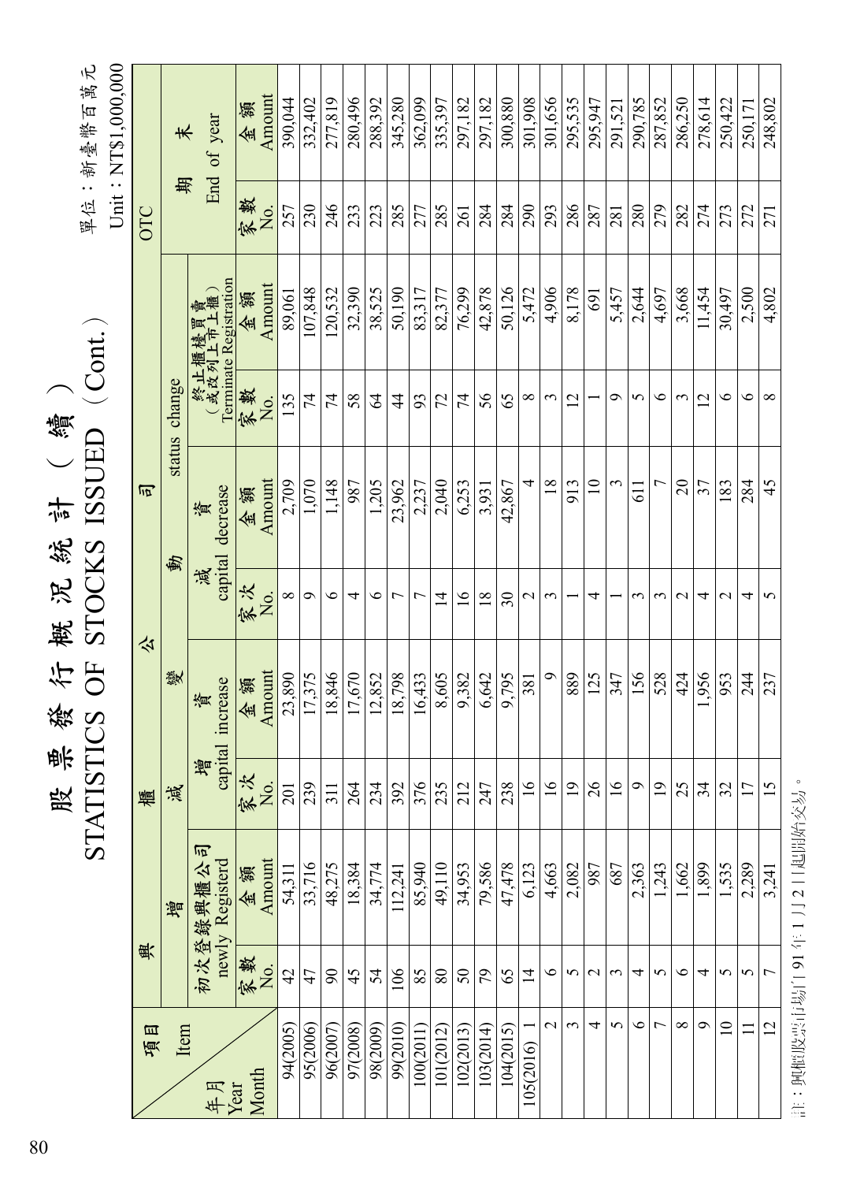# 股票發行概況統計（續）
# STATISTICS OF STOCKS ISSUED（Cont.）

單位：新臺幣百萬元
Unit：NT$1,000,000

| 項目 Item / 年月 Year Month | 興櫃公司 | | | | | | | | OTC | |
|---|---|---|---|---|---|---|---|---|---|---|
| | 增 | | 減 | | | | | | 期末 End of year | |
| | 初次登錄興櫃公司 newly Registerd | | 變動 status change | | | | | | | |
| | | | 增資 capital increase | | 減資 capital decrease | | 終止櫃檯買賣（或改列上市上櫃）Terminate Registration | | | |
| | 家數 No. | 金額 Amount | 家次 No. | 金額 Amount | 家次 No. | 金額 Amount | 家數 No. | 金額 Amount | 家數 No. | 金額 Amount |
| 94(2005) | 42 | 54,311 | 201 | 23,890 | 8 | 2,709 | 135 | 89,061 | 257 | 390,044 |
| 95(2006) | 47 | 33,716 | 239 | 17,375 | 9 | 1,070 | 74 | 107,848 | 230 | 332,402 |
| 96(2007) | 90 | 48,275 | 311 | 18,846 | 6 | 1,148 | 74 | 120,532 | 246 | 277,819 |
| 97(2008) | 45 | 18,384 | 264 | 17,670 | 4 | 987 | 58 | 32,390 | 233 | 280,496 |
| 98(2009) | 54 | 34,774 | 234 | 12,852 | 6 | 1,205 | 64 | 38,525 | 223 | 288,392 |
| 99(2010) | 106 | 112,241 | 392 | 18,798 | 7 | 23,962 | 44 | 50,190 | 285 | 345,280 |
| 100(2011) | 85 | 85,940 | 376 | 16,433 | 7 | 2,237 | 93 | 83,317 | 277 | 362,099 |
| 101(2012) | 80 | 49,110 | 235 | 8,605 | 14 | 2,040 | 72 | 82,377 | 285 | 335,397 |
| 102(2013) | 50 | 34,953 | 212 | 9,382 | 16 | 6,253 | 74 | 76,299 | 261 | 297,182 |
| 103(2014) | 79 | 79,586 | 247 | 6,642 | 18 | 3,931 | 56 | 42,878 | 284 | 297,182 |
| 104(2015) | 65 | 47,478 | 238 | 9,795 | 30 | 42,867 | 65 | 50,126 | 284 | 300,880 |
| 105(2016) 1 | 14 | 6,123 | 16 | 381 | 2 | 4 | 8 | 5,472 | 290 | 301,908 |
| 2 | 6 | 4,663 | 16 | 9 | 3 | 18 | 3 | 4,906 | 293 | 301,656 |
| 3 | 5 | 2,082 | 19 | 889 | 1 | 913 | 12 | 8,178 | 286 | 295,535 |
| 4 | 2 | 987 | 26 | 125 | 4 | 10 | 1 | 691 | 287 | 295,947 |
| 5 | 3 | 687 | 16 | 347 | 1 | 3 | 9 | 5,457 | 281 | 291,521 |
| 6 | 4 | 2,363 | 9 | 156 | 3 | 611 | 5 | 2,644 | 280 | 290,785 |
| 7 | 5 | 1,243 | 19 | 528 | 3 | 7 | 6 | 4,697 | 279 | 287,852 |
| 8 | 6 | 1,662 | 25 | 424 | 2 | 20 | 3 | 3,668 | 282 | 286,250 |
| 9 | 4 | 1,899 | 34 | 1,956 | 4 | 37 | 12 | 11,454 | 274 | 278,614 |
| 10 | 5 | 1,535 | 32 | 953 | 2 | 183 | 6 | 30,497 | 273 | 250,422 |
| 11 | 5 | 2,289 | 17 | 244 | 4 | 284 | 6 | 2,500 | 272 | 250,171 |
| 12 | 7 | 3,241 | 15 | 237 | 5 | 45 | 8 | 4,802 | 271 | 248,802 |

註：興櫃股票市場自91年1月2日起開始交易。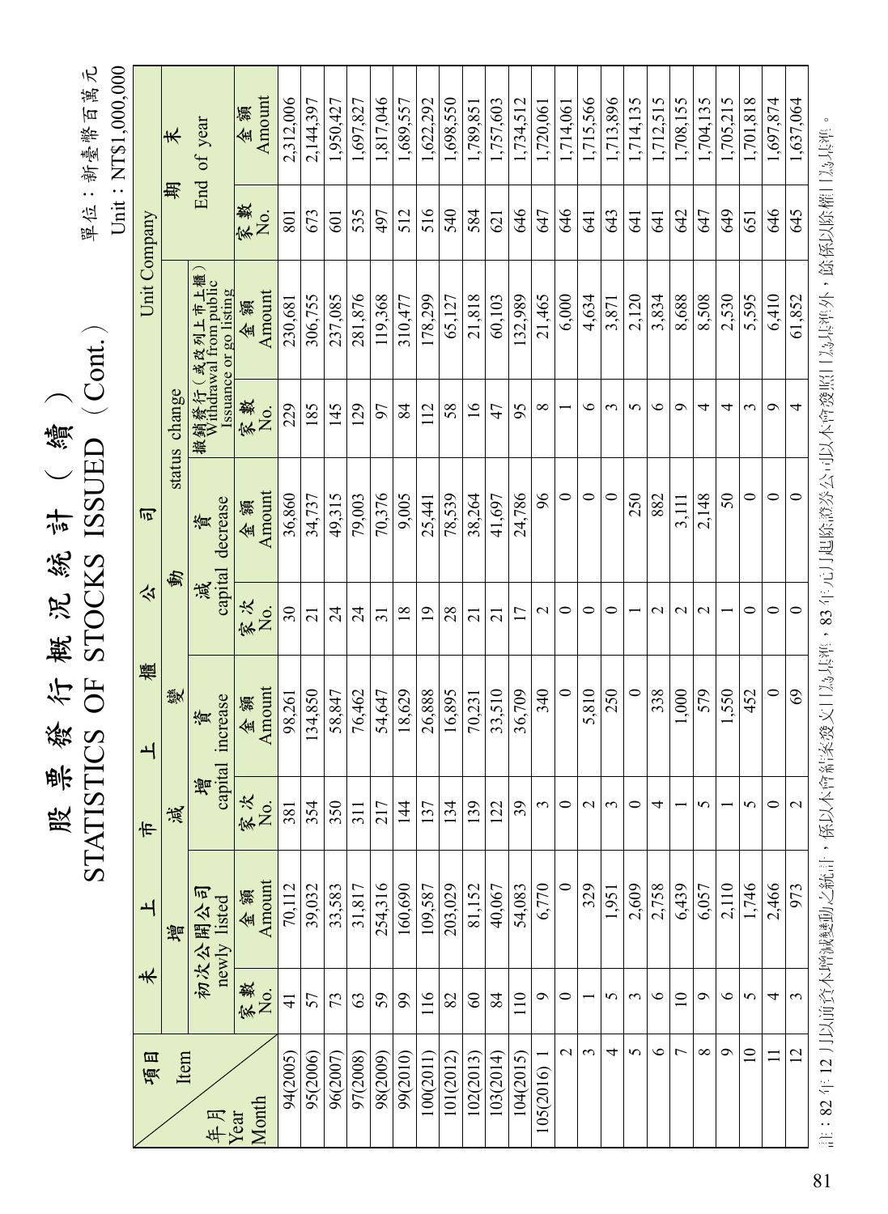# 股票發行概況統計（續）
# STATISTICS OF STOCKS ISSUED（Cont.）

單位：新臺幣百萬元
Unit：NT$1,000,000

| 項目 Item / 年月 Year Month | 未上市上櫃公司 增減變動 Unit Company status change | | | | | | | | 期末 End of year | |
|---|---|---|---|---|---|---|---|---|---|---|
| | 初次公開公司 newly listed | | 增資 capital increase | | 減資 capital decrease | | 撤銷發行（或改列上市上櫃）Withdrawal from public Issuance or go listing | | | |
| | 家數 No. | 金額 Amount | 家次 No. | 金額 Amount | 家次 No. | 金額 Amount | 家數 No. | 金額 Amount | 家數 No. | 金額 Amount |
| 94(2005) | 41 | 70,112 | 381 | 98,261 | 30 | 36,860 | 229 | 230,681 | 801 | 2,312,006 |
| 95(2006) | 57 | 39,032 | 354 | 134,850 | 21 | 34,737 | 185 | 306,755 | 673 | 2,144,397 |
| 96(2007) | 73 | 33,583 | 350 | 58,847 | 24 | 49,315 | 145 | 237,085 | 601 | 1,950,427 |
| 97(2008) | 63 | 31,817 | 311 | 76,462 | 24 | 79,003 | 129 | 281,876 | 535 | 1,697,827 |
| 98(2009) | 59 | 254,316 | 217 | 54,647 | 31 | 70,376 | 97 | 119,368 | 497 | 1,817,046 |
| 99(2010) | 99 | 160,690 | 144 | 18,629 | 18 | 9,005 | 84 | 310,477 | 512 | 1,689,557 |
| 100(2011) | 116 | 109,587 | 137 | 26,888 | 19 | 25,441 | 112 | 178,299 | 516 | 1,622,292 |
| 101(2012) | 82 | 203,029 | 134 | 16,895 | 28 | 78,539 | 58 | 65,127 | 540 | 1,698,550 |
| 102(2013) | 60 | 81,152 | 139 | 70,231 | 21 | 38,264 | 16 | 21,818 | 584 | 1,789,851 |
| 103(2014) | 84 | 40,067 | 122 | 33,510 | 21 | 41,697 | 47 | 60,103 | 621 | 1,757,603 |
| 104(2015) | 110 | 54,083 | 39 | 36,709 | 17 | 24,786 | 95 | 132,989 | 646 | 1,734,512 |
| 105(2016) 1 | 9 | 6,770 | 3 | 340 | 2 | 96 | 8 | 21,465 | 647 | 1,720,061 |
| 2 | 0 | 0 | 0 | 0 | 0 | 0 | 1 | 6,000 | 646 | 1,714,061 |
| 3 | 1 | 329 | 2 | 5,810 | 0 | 0 | 6 | 4,634 | 641 | 1,715,566 |
| 4 | 5 | 1,951 | 3 | 250 | 0 | 0 | 3 | 3,871 | 643 | 1,713,896 |
| 5 | 3 | 2,609 | 0 | 0 | 1 | 250 | 5 | 2,120 | 641 | 1,714,135 |
| 6 | 6 | 2,758 | 4 | 338 | 2 | 882 | 6 | 3,834 | 641 | 1,712,515 |
| 7 | 10 | 6,439 | 1 | 1,000 | 2 | 3,111 | 9 | 8,688 | 642 | 1,708,155 |
| 8 | 9 | 6,057 | 5 | 579 | 2 | 2,148 | 4 | 8,508 | 647 | 1,704,135 |
| 9 | 6 | 2,110 | 1 | 1,550 | 1 | 50 | 4 | 2,530 | 649 | 1,705,215 |
| 10 | 5 | 1,746 | 5 | 452 | 0 | 0 | 3 | 5,595 | 651 | 1,701,818 |
| 11 | 4 | 2,466 | 0 | 0 | 0 | 0 | 9 | 6,410 | 646 | 1,697,874 |
| 12 | 3 | 973 | 2 | 69 | 0 | 0 | 4 | 61,852 | 645 | 1,637,064 |

註：82年12月以前資本增減變動之統計，係以本會核准發文日為基準，83年元月起除證券公司以本會發照日為基準外，餘係以除權日為基準。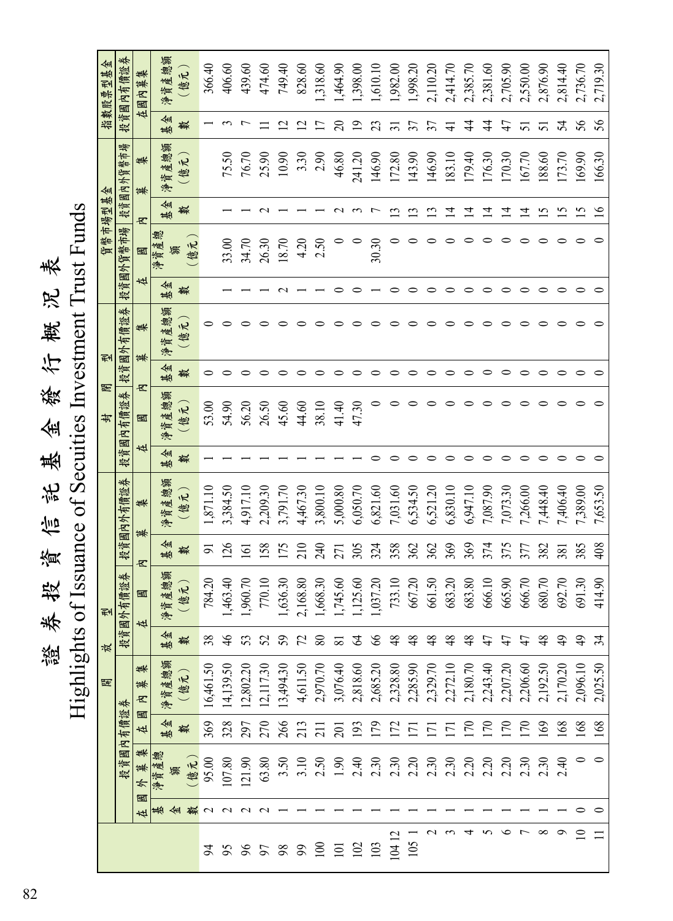# 證券投資信託基金發行概況表

# Highlights of Issuance of Secuities Investment Trust Funds

| | 開放型 | | | | | | | | 封閉型 | | | | 貨幣市場型基金 | | | | 指數股票型基金 | |
|---|---|---|---|---|---|---|---|---|---|---|---|---|---|---|---|---|---|---|
| | 投資國內有價證券 | | | | 投資國外有價證券 | | 投資國內外有價證券 | | 投資國內有價證券 | | 投資國外有價證券 | | 投資國外貨幣市場 | | 投資國內外貨幣市場 | | 投資國內有價證券 | |
| | 在國外募集 | | 在國內募集 | | 在國內募集 | | 在國內募集 | | 在國內募集 | | 在國內募集 | | 在國內募集 | | 在國內募集 | | 在國內募集 | |
| | 基金數 | 淨資產總額（億元） | 基金數 | 淨資產總額（億元） | 基金數 | 淨資產總額（億元） | 基金數 | 淨資產總額（億元） | 基金數 | 淨資產總額（億元） | 基金數 | 淨資產總額（億元） | 基金數 | 淨資產總額（億元） | 基金數 | 淨資產總額（億元） | 基金數 | 淨資產總額（億元） |
| 94 | 2 | 95.00 | 369 | 16,461.50 | 38 | 784.20 | 91 | 1,871.10 | 1 | 53.00 | 0 | 0 | | | | | 1 | 366.40 |
| 95 | 2 | 107.80 | 328 | 14,139.50 | 46 | 1,463.40 | 126 | 3,384.50 | 1 | 54.90 | 0 | 0 | 1 | 33.00 | 1 | 75.50 | 3 | 406.60 |
| 96 | 2 | 121.90 | 297 | 12,802.20 | 53 | 1,960.70 | 161 | 4,917.10 | 1 | 56.20 | 0 | 0 | 1 | 34.70 | 1 | 76.70 | 7 | 439.60 |
| 97 | 2 | 63.80 | 270 | 12,117.30 | 52 | 770.10 | 158 | 2,209.30 | 1 | 26.50 | 0 | 0 | 1 | 26.30 | 2 | 25.90 | 11 | 474.60 |
| 98 | 1 | 3.50 | 266 | 13,494.30 | 59 | 1,636.30 | 175 | 3,791.70 | 1 | 45.60 | 0 | 0 | 2 | 18.70 | 1 | 10.90 | 12 | 749.40 |
| 99 | 1 | 3.10 | 213 | 4,611.50 | 72 | 2,168.80 | 210 | 4,467.30 | 1 | 44.60 | 0 | 0 | 1 | 4.20 | 1 | 3.30 | 12 | 828.60 |
| 100 | 1 | 2.50 | 211 | 2,970.70 | 80 | 1,668.30 | 240 | 3,800.10 | 1 | 38.10 | 0 | 0 | 1 | 2.50 | 1 | 2.90 | 17 | 1,318.60 |
| 101 | 1 | 1.90 | 201 | 3,076.40 | 81 | 1,745.60 | 271 | 5,000.80 | 1 | 41.40 | 0 | 0 | 0 | 0 | 2 | 46.80 | 20 | 1,464.90 |
| 102 | 1 | 2.40 | 193 | 2,818.60 | 64 | 1,125.60 | 305 | 6,050.70 | 1 | 47.30 | 0 | 0 | 0 | 0 | 3 | 241.20 | 19 | 1,398.00 |
| 103 | 1 | 2.30 | 179 | 2,685.20 | 66 | 1,037.20 | 324 | 6,821.60 | 0 | 0 | 0 | 0 | 1 | 30.30 | 7 | 146.90 | 23 | 1,610.10 |
| 104 12 | 1 | 2.30 | 172 | 2,328.80 | 48 | 733.10 | 358 | 7,031.60 | 0 | 0 | 0 | 0 | 0 | 0 | 13 | 172.80 | 31 | 1,982.00 |
| 105 1 | 1 | 2.20 | 171 | 2,285.90 | 48 | 667.20 | 362 | 6,534.50 | 0 | 0 | 0 | 0 | 0 | 0 | 13 | 143.90 | 37 | 1,998.20 |
| 2 | 1 | 2.30 | 171 | 2,329.70 | 48 | 661.50 | 362 | 6,521.20 | 0 | 0 | 0 | 0 | 0 | 0 | 13 | 146.90 | 37 | 2,110.20 |
| 3 | 1 | 2.30 | 171 | 2,272.10 | 48 | 683.20 | 369 | 6,830.10 | 0 | 0 | 0 | 0 | 0 | 0 | 14 | 183.10 | 41 | 2,414.70 |
| 4 | 1 | 2.20 | 170 | 2,180.70 | 48 | 683.80 | 369 | 6,947.10 | 0 | 0 | 0 | 0 | 0 | 0 | 14 | 179.40 | 44 | 2,385.70 |
| 5 | 1 | 2.20 | 170 | 2,243.40 | 47 | 666.10 | 374 | 7,087.90 | 0 | 0 | 0 | 0 | 0 | 0 | 14 | 176.30 | 44 | 2,381.60 |
| 6 | 1 | 2.20 | 170 | 2,207.20 | 47 | 665.90 | 375 | 7,073.30 | 0 | 0 | 0 | 0 | 0 | 0 | 14 | 170.30 | 47 | 2,705.90 |
| 7 | 1 | 2.30 | 170 | 2,206.60 | 47 | 666.70 | 377 | 7,266.00 | 0 | 0 | 0 | 0 | 0 | 0 | 14 | 167.70 | 51 | 2,550.00 |
| 8 | 1 | 2.30 | 169 | 2,192.50 | 48 | 680.70 | 382 | 7,448.40 | 0 | 0 | 0 | 0 | 0 | 0 | 15 | 188.60 | 51 | 2,876.90 |
| 9 | 1 | 2.40 | 168 | 2,170.20 | 49 | 692.70 | 381 | 7,406.40 | 0 | 0 | 0 | 0 | 0 | 0 | 15 | 173.70 | 54 | 2,814.40 |
| 10 | 0 | 0 | 168 | 2,096.10 | 49 | 691.30 | 385 | 7,389.00 | 0 | 0 | 0 | 0 | 0 | 0 | 15 | 169.90 | 56 | 2,736.70 |
| 11 | 0 | 0 | 168 | 2,025.50 | 34 | 414.90 | 408 | 7,653.50 | 0 | 0 | 0 | 0 | 0 | 0 | 16 | 166.30 | 56 | 2,719.30 |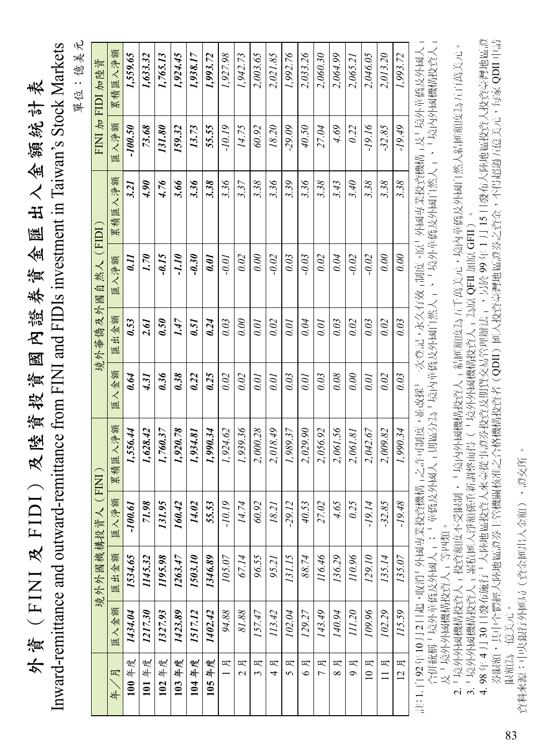# 外資（FINI 及 FIDI）及陸資投資國內證券資金匯出入金額統計表

## Inward-remittance and outward-remittance from FINI and FIDIs investment in Taiwan's Stock Markets

單位：億美元

| 年／月 | 境外外國機構投資人（FINI） | | | | 境外華僑及外國自然人（FIDI） | | | | FINI 加 FIDI 加陸資 | |
|---|---|---|---|---|---|---|---|---|---|---|
| | 匯入金額 | 匯出金額 | 匯入淨額 | 累積匯入淨額 | 匯入金額 | 匯出金額 | 匯入淨額 | 累積匯入淨額 | 匯入淨額 | 累積匯入淨額 |
| **100 年度** | ***1434.04*** | ***1534.65*** | ***-100.61*** | ***1,556.44*** | ***0.64*** | ***0.53*** | ***0.11*** | ***3.21*** | ***-100.50*** | ***1,559.65*** |
| **101 年度** | ***1217.30*** | ***1145.32*** | ***71.98*** | ***1,628.42*** | ***4.31*** | ***2.61*** | ***1.70*** | ***4.90*** | ***73.68*** | ***1,633.32*** |
| **102 年度** | ***1327.93*** | ***1195.98*** | ***131.95*** | ***1,760.37*** | ***0.36*** | ***0.50*** | ***-0.15*** | ***4.76*** | ***131.80*** | ***1,765.13*** |
| **103 年度** | ***1423.89*** | ***1263.47*** | ***160.42*** | ***1,920.78*** | ***0.38*** | ***1.47*** | ***-1.10*** | ***3.66*** | ***159.32*** | ***1,924.45*** |
| **104 年度** | ***1517.12*** | ***1503.10*** | ***14.02*** | ***1,934.81*** | ***0.22*** | ***0.51*** | ***-0.30*** | ***3.36*** | ***13.73*** | ***1,938.17*** |
| **105 年度** | ***1402.42*** | ***1346.89*** | ***55.53*** | ***1,990.34*** | ***0.25*** | ***0.24*** | ***0.01*** | ***3.38*** | ***55.55*** | ***1,993.72*** |
| 1 月 | *94.88* | *105.07* | *-10.19* | *1,924.62* | *0.02* | *0.03* | *-0.01* | *3.36* | *-10.19* | *1,927.98* |
| 2 月 | *81.88* | *67.14* | *14.74* | *1,939.36* | *0.02* | *0.00* | *0.02* | *3.37* | *14.75* | *1,942.73* |
| 3 月 | *157.47* | *96.55* | *60.92* | *2,000.28* | *0.01* | *0.01* | *0.00* | *3.38* | *60.92* | *2,003.65* |
| 4 月 | *113.42* | *95.21* | *18.21* | *2,018.49* | *0.01* | *0.02* | *-0.02* | *3.36* | *18.20* | *2,021.85* |
| 5 月 | *102.04* | *131.15* | *-29.12* | *1,989.37* | *0.03* | *0.01* | *0.03* | *3.39* | *-29.09* | *1,992.76* |
| 6 月 | *129.27* | *88.74* | *40.53* | *2,029.90* | *0.01* | *0.04* | *-0.03* | *3.36* | *40.50* | *2,033.26* |
| 7 月 | *143.49* | *116.46* | *27.02* | *2,056.92* | *0.03* | *0.01* | *0.02* | *3.38* | *27.04* | *2,060.30* |
| 8 月 | *140.94* | *136.29* | *4.65* | *2,061.56* | *0.08* | *0.03* | *0.04* | *3.43* | *4.69* | *2,064.99* |
| 9 月 | *111.20* | *110.96* | *0.25* | *2,061.81* | *0.00* | *0.02* | *-0.02* | *3.40* | *0.22* | *2,065.21* |
| 10 月 | *109.96* | *129.10* | *-19.14* | *2,042.67* | *0.01* | *0.03* | *-0.02* | *3.38* | *-19.16* | *2,046.05* |
| 11 月 | *102.29* | *135.14* | *-32.85* | *2,009.82* | *0.02* | *0.02* | *0.00* | *3.38* | *-32.85* | *2,013.20* |
| 12 月 | *115.59* | *135.07* | *-19.48* | *1,990.34* | *0.03* | *0.03* | *0.00* | *3.38* | *-19.49* | *1,993.72* |

註：1. 自 92 年 10 月 2 日起，取消「外國專業投資機構」之許可制度，並改採「一次登記，永久有效」制度。原「外國專業投資機構」及「境外華僑及外國人」合併統稱「境外華僑及外國人」；「華僑及外國人」則區分為「境內華僑及外國自然人」、「境外華僑及外國自然人」、「境內外國機構投資人」及「境外外國機構投資人」等四類。

2. 「境外外國機構投資人」投資額度不受限制，「境內外國機構投資人」結匯額度為五千萬美元，境內華僑及外國自然人結匯額度為五百萬美元。

3. 「境外外國機構投資人」累計匯入淨額係重新調整而得（「境外外國機構投資人」為原 QFII 加原 GFII）。

4. 98 年 4 月 30 日發布施行「大陸地區投資人來臺從事證券投資及期貨交易管理辦法」，另於 99 年 1 月 15 日發布大陸地區投資人投資臺灣地區證券限額，其中全體經大陸地區證券主管機關核准之合格機構投資者（QDII）匯入投資臺灣地區證券之資金，不得超過五億美元，每家 QDII 申請限額為一億美元。

資料來源：中央銀行外匯局（資金匯出入金額）、證交所。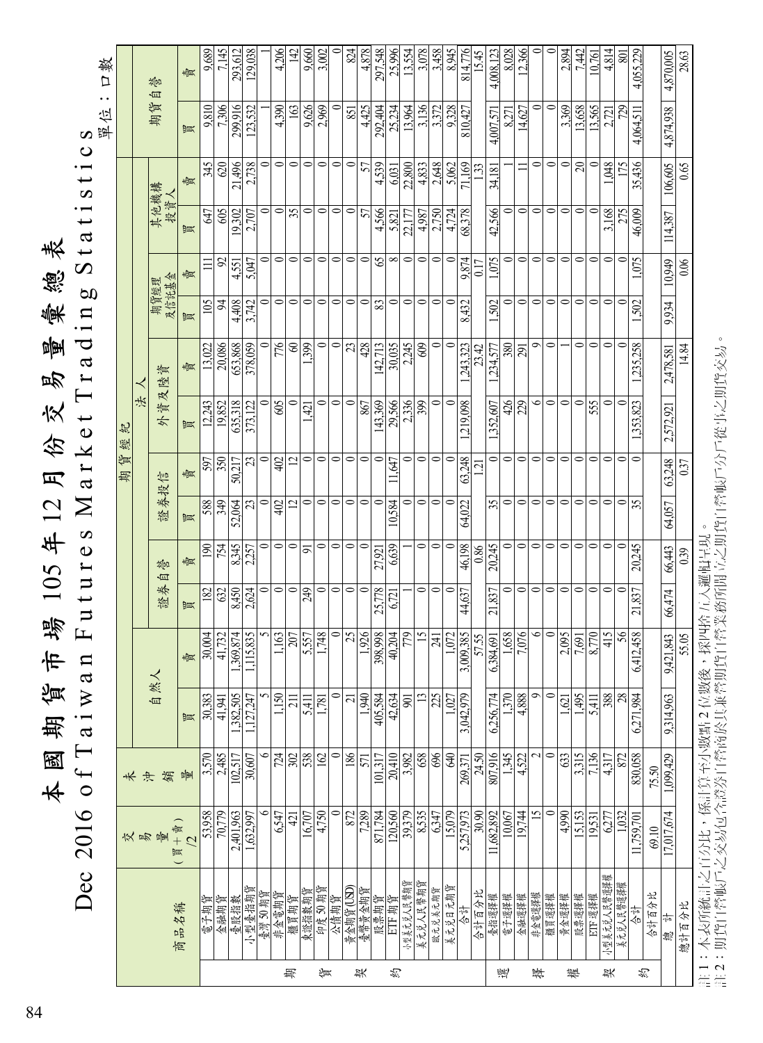# 本國期貨市場 105 年 12 月份交易量彙總表

## Dec 2016 of Taiwan Futures Market Trading Statistics

單位：口數

| | 商品名稱 | 交易量(買+賣)/2 | 未沖銷量 | 自然人 | | 證券自營 | | 證券投信 | | 外資及陸資 | | 期貨經理及信託基金 | | 其他機構投資人 | | 期貨自營 | |
|---|---|---|---|---|---|---|---|---|---|---|---|---|---|---|---|---|---|
| | | | | 買 | 賣 | 買 | 賣 | 買 | 賣 | 買 | 賣 | 買 | 賣 | 買 | 賣 | 買 | 賣 |
| 期貨契約 | 電子期貨 | 53,958 | 3,570 | 30,383 | 30,004 | 182 | 190 | 588 | 597 | 12,243 | 13,022 | 105 | 111 | 647 | 345 | 9,810 | 9,689 |
| | 金融期貨 | 70,779 | 2,485 | 41,941 | 41,732 | 632 | 754 | 349 | 350 | 19,852 | 20,086 | 94 | 92 | 605 | 620 | 7,306 | 7,145 |
| | 臺股指數 | 2,401,963 | 102,517 | 1,382,505 | 1,369,874 | 8,450 | 8,345 | 52,064 | 50,217 | 635,318 | 653,868 | 4,408 | 4,551 | 19,302 | 21,496 | 299,916 | 293,612 |
| | 小型臺指期貨 | 1,632,997 | 30,607 | 1,127,247 | 1,115,835 | 2,624 | 2,257 | 23 | 23 | 373,122 | 378,059 | 3,742 | 5,047 | 2,707 | 2,738 | 123,532 | 129,038 |
| | 臺灣 50 期貨 | 6 | 6 | 5 | 5 | 0 | 0 | 0 | 0 | 0 | 0 | 0 | 0 | 0 | 0 | 1 | 1 |
| | 非金電期貨 | 6,547 | 724 | 1,150 | 1,163 | 0 | 0 | 402 | 402 | 605 | 776 | 0 | 0 | 0 | 0 | 4,390 | 4,206 |
| | 櫃買期貨 | 421 | 302 | 211 | 207 | 0 | 0 | 12 | 12 | 0 | 60 | 0 | 0 | 35 | 0 | 163 | 142 |
| | 東證指數期貨 | 16,707 | 538 | 5,411 | 5,557 | 249 | 91 | 0 | 0 | 1,421 | 1,399 | 0 | 0 | 0 | 0 | 9,626 | 9,660 |
| | 印度 50 期貨 | 4,750 | 162 | 1,781 | 1,748 | 0 | 0 | 0 | 0 | 0 | 0 | 0 | 0 | 0 | 0 | 2,969 | 3,002 |
| | 公債期貨 | 0 | 0 | 0 | 0 | 0 | 0 | 0 | 0 | 0 | 0 | 0 | 0 | 0 | 0 | 0 | 0 |
| | 黃金期貨(USD) | 872 | 186 | 21 | 25 | 0 | 0 | 0 | 0 | 0 | 23 | 0 | 0 | 0 | 0 | 851 | 824 |
| | 臺幣黃金期貨 | 7,289 | 571 | 1,940 | 1,926 | 0 | 0 | 0 | 0 | 867 | 428 | 0 | 0 | 57 | 57 | 4,425 | 4,878 |
| | 股票期貨 | 871,784 | 101,317 | 405,584 | 398,998 | 25,778 | 27,921 | 0 | 0 | 143,369 | 142,713 | 83 | 65 | 4,566 | 4,539 | 292,404 | 297,548 |
| | ETF 期貨 | 120,560 | 20,410 | 42,634 | 40,204 | 6,721 | 6,639 | 10,584 | 11,647 | 29,566 | 30,035 | 0 | 8 | 5,821 | 6,031 | 25,234 | 25,996 |
| | 小型美元兌人民幣期貨 | 39,379 | 3,982 | 901 | 779 | 1 | 1 | 0 | 0 | 2,336 | 2,245 | 0 | 0 | 22,177 | 22,800 | 13,964 | 13,554 |
| | 美元兌人民幣期貨 | 8,535 | 658 | 13 | 15 | 0 | 0 | 0 | 0 | 399 | 609 | 0 | 0 | 4,987 | 4,833 | 3,136 | 3,078 |
| | 歐元兌美元期貨 | 6,347 | 696 | 225 | 241 | 0 | 0 | 0 | 0 | 0 | 0 | 0 | 0 | 2,750 | 2,648 | 3,372 | 3,458 |
| | 美元兌日圓期貨 | 15,079 | 640 | 1,027 | 1,072 | 0 | 0 | 0 | 0 | 0 | 0 | 0 | 0 | 4,724 | 5,062 | 9,328 | 8,945 |
| | 合計 | 5,257,973 | 269,371 | 3,042,979 | 3,009,385 | 44,637 | 46,198 | 64,022 | 63,248 | 1,219,098 | 1,243,323 | 8,432 | 9,874 | 68,378 | 71,169 | 810,427 | 814,776 |
| | 合計百分比 | 30.90 | 24.50 | 57.55 | | 0.86 | | 1.21 | | 23.42 | | 0.17 | | 1.33 | | 15.45 | |
| 選擇權契約 | 臺指選擇權 | 11,682,892 | 807,916 | 6,256,774 | 6,384,691 | 21,837 | 20,245 | 35 | 0 | 1,352,607 | 1,234,577 | 1,502 | 1,075 | 42,566 | 34,181 | 4,007,571 | 4,008,123 |
| | 電子選擇權 | 10,067 | 1,345 | 1,370 | 1,658 | 0 | 0 | 0 | 0 | 426 | 380 | 0 | 0 | 0 | 1 | 8,271 | 8,028 |
| | 金融選擇權 | 19,744 | 4,522 | 4,888 | 7,076 | 0 | 0 | 0 | 0 | 229 | 291 | 0 | 0 | 0 | 11 | 14,627 | 12,366 |
| | 非金電選擇權 | 15 | 2 | 9 | 6 | 0 | 0 | 0 | 0 | 6 | 9 | 0 | 0 | 0 | 0 | 0 | 0 |
| | 櫃買選擇權 | 0 | 0 | 0 | 0 | 0 | 0 | 0 | 0 | 0 | 0 | 0 | 0 | 0 | 0 | 0 | 0 |
| | 黃金選擇權 | 4,990 | 633 | 1,621 | 2,095 | 0 | 0 | 0 | 0 | 0 | 1 | 0 | 0 | 0 | 0 | 3,369 | 2,894 |
| | 股票選擇權 | 15,153 | 3,315 | 1,495 | 7,691 | 0 | 0 | 0 | 0 | 0 | 0 | 0 | 0 | 0 | 20 | 13,658 | 7,442 |
| | ETF 選擇權 | 19,531 | 7,136 | 5,411 | 8,770 | 0 | 0 | 0 | 0 | 555 | 0 | 0 | 0 | 0 | 0 | 13,565 | 10,761 |
| | 小型美元兌人民幣選擇權 | 6,277 | 4,317 | 388 | 415 | 0 | 0 | 0 | 0 | 0 | 0 | 0 | 0 | 3,168 | 1,048 | 2,721 | 4,814 |
| | 美元兌人民幣選擇權 | 1,032 | 872 | 28 | 56 | 0 | 0 | 0 | 0 | 0 | 0 | 0 | 0 | 275 | 175 | 729 | 801 |
| | 合計 | 11,759,701 | 830,058 | 6,271,984 | 6,412,458 | 21,837 | 20,245 | 35 | 0 | 1,353,823 | 1,235,258 | 1,502 | 1,075 | 46,009 | 35,436 | 4,064,511 | 4,055,229 |
| | 合計百分比 | 69.10 | 75.50 | | | | | | | | | | | | | | |
| 總計 | | 17,017,674 | 1,099,429 | 9,314,963 | 9,421,843 | 66,474 | 66,443 | 64,057 | 63,248 | 2,572,921 | 2,478,581 | 9,934 | 10,949 | 114,387 | 106,605 | 4,874,938 | 4,870,005 |
| 總計百分比 | | | | 55.05 | | 0.39 | | 0.37 | | 14.84 | | 0.06 | | 0.65 | | 28.63 | |

註 1：本表所統計之百分比，係計算至小數點 2 位數後，採四捨五入邏輯呈現。

註 2：期貨自營帳戶之交易包含證券商兼營期貨業務所開立之期貨自營帳戶分戶從事之期貨交易。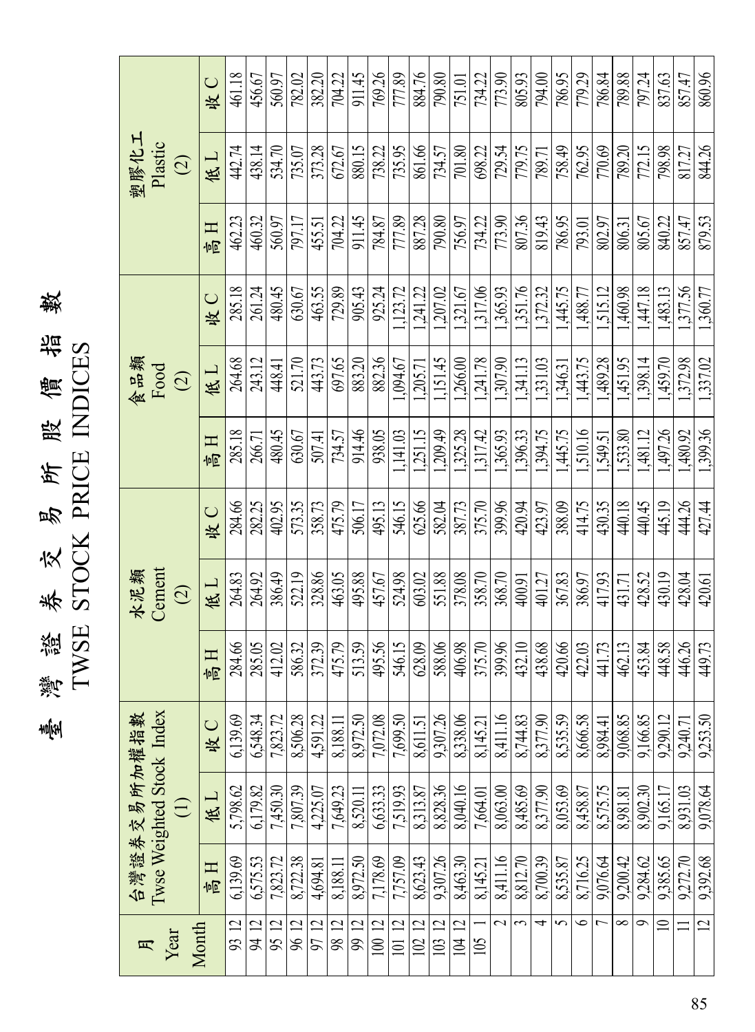# 臺灣證券交易所股價指數

# TWSE STOCK PRICE INDICES

| 月 Year Month | | 台灣證券交易所加權指數 Twse Weighted Stock Index (1) | | | 水泥類 Cement (2) | | | 食品類 Food (2) | | | 塑膠化工 Plastic (2) | | |
|---|---|---|---|---|---|---|---|---|---|---|---|---|---|
| | | 高 H | 低 L | 收 C | 高 H | 低 L | 收 C | 高 H | 低 L | 收 C | 高 H | 低 L | 收 C |
| 93 | 12 | 6,139.69 | 5,798.62 | 6,139.69 | 284.66 | 264.83 | 284.66 | 285.18 | 264.68 | 285.18 | 462.23 | 442.74 | 461.18 |
| 94 | 12 | 6,575.53 | 6,179.82 | 6,548.34 | 285.05 | 264.92 | 282.25 | 266.71 | 243.12 | 261.24 | 460.32 | 438.14 | 456.67 |
| 95 | 12 | 7,823.72 | 7,450.30 | 7,823.72 | 412.02 | 386.49 | 402.95 | 480.45 | 448.41 | 480.45 | 560.97 | 534.70 | 560.97 |
| 96 | 12 | 8,722.38 | 7,807.39 | 8,506.28 | 586.32 | 522.19 | 573.35 | 630.67 | 521.70 | 630.67 | 797.17 | 735.07 | 782.02 |
| 97 | 12 | 4,694.81 | 4,225.07 | 4,591.22 | 372.39 | 328.86 | 358.73 | 507.41 | 443.73 | 463.55 | 455.51 | 373.28 | 382.20 |
| 98 | 12 | 8,188.11 | 7,649.23 | 8,188.11 | 475.79 | 463.05 | 475.79 | 734.57 | 697.65 | 729.89 | 704.22 | 672.67 | 704.22 |
| 99 | 12 | 8,972.50 | 8,520.11 | 8,972.50 | 513.59 | 495.88 | 506.17 | 914.46 | 883.20 | 905.43 | 911.45 | 880.15 | 911.45 |
| 100 | 12 | 7,178.69 | 6,633.33 | 7,072.08 | 495.56 | 457.67 | 495.13 | 938.05 | 882.36 | 925.24 | 784.87 | 738.22 | 769.26 |
| 101 | 12 | 7,757.09 | 7,519.93 | 7,699.50 | 546.15 | 524.98 | 546.15 | 1,141.03 | 1,094.67 | 1,123.72 | 777.89 | 735.95 | 777.89 |
| 102 | 12 | 8,623.43 | 8,313.87 | 8,611.51 | 628.09 | 603.02 | 625.66 | 1,251.15 | 1,205.71 | 1,241.22 | 887.28 | 861.66 | 884.76 |
| 103 | 12 | 9,307.26 | 8,828.36 | 9,307.26 | 588.06 | 551.88 | 582.04 | 1,209.49 | 1,151.45 | 1,207.02 | 790.80 | 734.57 | 790.80 |
| 104 | 12 | 8,463.30 | 8,040.16 | 8,338.06 | 406.98 | 378.08 | 387.73 | 1,325.28 | 1,266.00 | 1,321.67 | 756.97 | 701.80 | 751.01 |
| 105 | 1 | 8,145.21 | 7,664.01 | 8,145.21 | 375.70 | 358.70 | 375.70 | 1,317.42 | 1,241.78 | 1,317.06 | 734.22 | 698.22 | 734.22 |
| | 2 | 8,411.16 | 8,063.00 | 8,411.16 | 399.96 | 368.70 | 399.96 | 1,365.93 | 1,307.90 | 1,365.93 | 773.90 | 729.54 | 773.90 |
| | 3 | 8,812.70 | 8,485.69 | 8,744.83 | 432.10 | 400.91 | 420.94 | 1,396.33 | 1,341.13 | 1,351.76 | 807.36 | 779.75 | 805.93 |
| | 4 | 8,700.39 | 8,377.90 | 8,377.90 | 438.68 | 401.27 | 423.97 | 1,394.75 | 1,331.03 | 1,372.32 | 819.43 | 789.71 | 794.00 |
| | 5 | 8,535.87 | 8,053.69 | 8,535.59 | 420.66 | 367.83 | 388.09 | 1,445.75 | 1,346.31 | 1,445.75 | 786.95 | 758.49 | 786.95 |
| | 6 | 8,716.25 | 8,458.87 | 8,666.58 | 422.03 | 386.97 | 414.75 | 1,510.16 | 1,443.75 | 1,488.77 | 793.01 | 762.95 | 779.29 |
| | 7 | 9,076.64 | 8,575.75 | 8,984.41 | 441.73 | 417.93 | 430.35 | 1,549.51 | 1,489.28 | 1,515.12 | 802.97 | 770.69 | 786.84 |
| | 8 | 9,200.42 | 8,981.81 | 9,068.85 | 462.13 | 431.71 | 440.18 | 1,533.80 | 1,451.95 | 1,460.98 | 806.31 | 789.20 | 789.88 |
| | 9 | 9,284.62 | 8,902.30 | 9,166.85 | 453.84 | 428.52 | 440.45 | 1,481.12 | 1,398.14 | 1,447.18 | 805.67 | 772.15 | 797.24 |
| | 10 | 9,385.65 | 9,165.17 | 9,290.12 | 448.58 | 430.19 | 445.19 | 1,497.26 | 1,459.70 | 1,483.13 | 840.22 | 798.98 | 837.63 |
| | 11 | 9,272.70 | 8,931.03 | 9,240.71 | 446.26 | 428.04 | 444.26 | 1,480.92 | 1,372.98 | 1,377.56 | 857.47 | 817.27 | 857.47 |
| | 12 | 9,392.68 | 9,078.64 | 9,253.50 | 449.73 | 420.61 | 427.44 | 1,399.36 | 1,337.02 | 1,360.77 | 879.53 | 844.26 | 860.96 |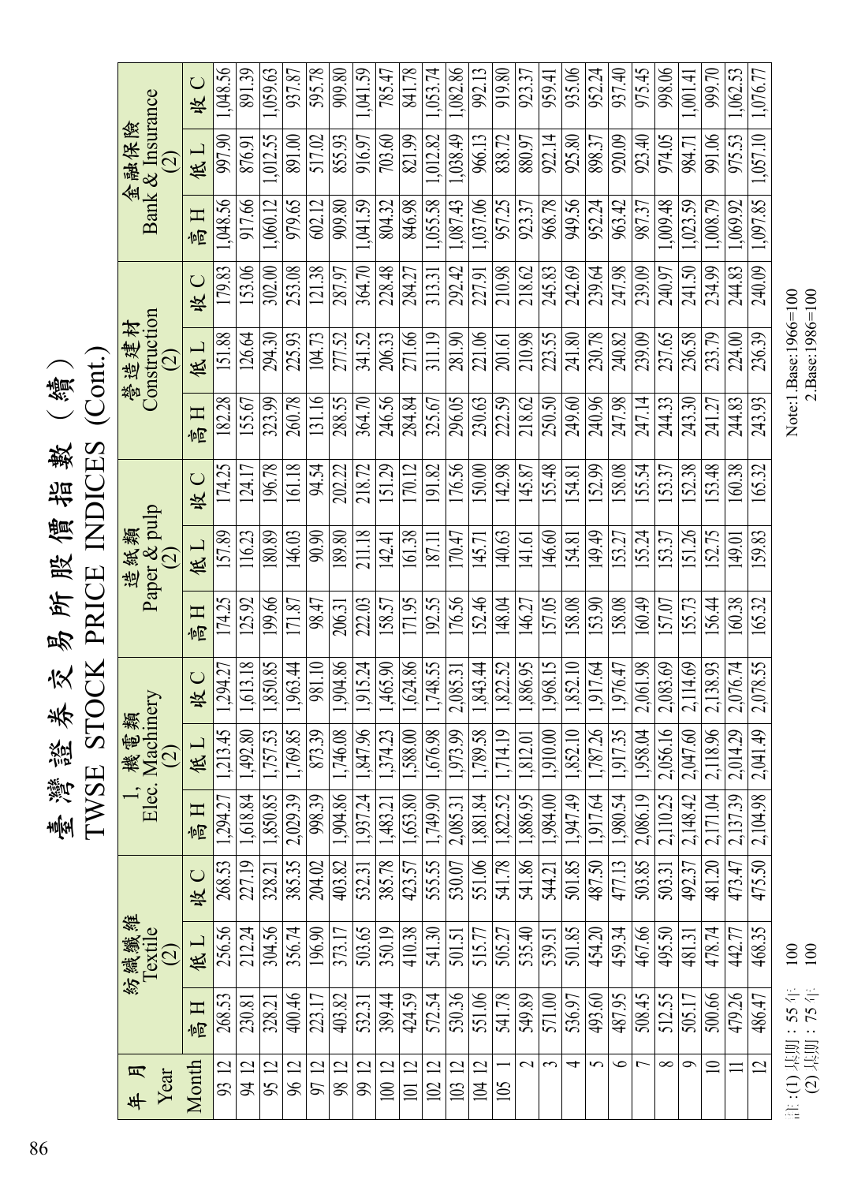# 臺灣證券交易所股價指數（續）
# TWSE STOCK PRICE INDICES (Cont.)

| 年 月 Year Month | 紡織纖維 Textile (2) | | | 機電類 Elec. Machinery (2) | | | 造紙類 Paper & pulp (2) | | | 營造建材 Construction (2) | | | 金融保險 Bank & Insurance (2) | | |
|---|---|---|---|---|---|---|---|---|---|---|---|---|---|---|---|
| | 高 H | 低 L | 收 C | 高 H | 低 L | 收 C | 高 H | 低 L | 收 C | 高 H | 低 L | 收 C | 高 H | 低 L | 收 C |
| 93 12 | 268.53 | 256.56 | 268.53 | 1,294.27 | 1,213.45 | 1,294.27 | 174.25 | 157.89 | 174.25 | 182.28 | 151.88 | 179.83 | 1,048.56 | 997.90 | 1,048.56 |
| 94 12 | 230.81 | 212.24 | 227.19 | 1,618.84 | 1,492.80 | 1,613.18 | 125.92 | 116.23 | 124.17 | 155.67 | 126.64 | 153.06 | 917.66 | 876.91 | 891.39 |
| 95 12 | 328.21 | 304.56 | 328.21 | 1,850.85 | 1,757.53 | 1,850.85 | 199.66 | 180.89 | 196.78 | 323.99 | 294.30 | 302.00 | 1,060.12 | 1,012.55 | 1,059.63 |
| 96 12 | 400.46 | 356.74 | 385.35 | 2,029.39 | 1,769.85 | 1,963.44 | 171.87 | 146.03 | 161.18 | 260.78 | 225.93 | 253.08 | 979.65 | 891.00 | 937.87 |
| 97 12 | 223.17 | 196.90 | 204.02 | 998.39 | 873.39 | 981.10 | 98.47 | 90.90 | 94.54 | 131.16 | 104.73 | 121.38 | 602.12 | 517.02 | 595.78 |
| 98 12 | 403.82 | 373.17 | 403.82 | 1,904.86 | 1,746.08 | 1,904.86 | 206.31 | 189.80 | 202.22 | 288.55 | 277.52 | 287.97 | 909.80 | 855.93 | 909.80 |
| 99 12 | 532.31 | 503.65 | 532.31 | 1,937.24 | 1,847.96 | 1,915.24 | 222.03 | 211.18 | 218.72 | 364.70 | 341.52 | 364.70 | 1,041.59 | 916.97 | 1,041.59 |
| 100 12 | 389.44 | 350.19 | 385.78 | 1,483.21 | 1,374.23 | 1,465.90 | 158.57 | 142.41 | 151.29 | 246.56 | 206.33 | 228.48 | 804.32 | 703.60 | 785.47 |
| 101 12 | 424.59 | 410.38 | 423.57 | 1,653.80 | 1,588.00 | 1,624.86 | 171.95 | 161.38 | 170.12 | 284.84 | 271.66 | 284.27 | 846.98 | 821.99 | 841.78 |
| 102 12 | 572.54 | 541.30 | 555.55 | 1,749.90 | 1,676.98 | 1,748.55 | 192.55 | 187.11 | 191.82 | 325.67 | 311.19 | 313.31 | 1,055.58 | 1,012.82 | 1,053.74 |
| 103 12 | 530.36 | 501.51 | 530.07 | 2,085.31 | 1,973.99 | 2,085.31 | 176.56 | 170.47 | 176.56 | 296.05 | 281.90 | 292.42 | 1,087.43 | 1,038.49 | 1,082.86 |
| 104 12 | 551.06 | 515.77 | 551.06 | 1,881.84 | 1,789.58 | 1,843.44 | 152.46 | 145.71 | 150.00 | 230.63 | 221.06 | 227.91 | 1,037.06 | 966.13 | 992.13 |
| 105 1 | 541.78 | 505.27 | 541.78 | 1,822.52 | 1,714.19 | 1,822.52 | 148.04 | 140.63 | 142.98 | 222.59 | 201.61 | 210.98 | 957.25 | 838.72 | 919.80 |
| 2 | 549.89 | 535.40 | 541.86 | 1,886.95 | 1,812.01 | 1,886.95 | 146.27 | 141.61 | 145.87 | 218.62 | 210.98 | 218.62 | 923.37 | 880.97 | 923.37 |
| 3 | 571.00 | 539.51 | 544.21 | 1,984.00 | 1,910.00 | 1,968.15 | 157.05 | 146.60 | 155.48 | 250.50 | 223.55 | 245.83 | 968.78 | 922.14 | 959.41 |
| 4 | 536.97 | 501.85 | 501.85 | 1,947.49 | 1,852.10 | 1,852.10 | 158.08 | 154.81 | 154.81 | 249.60 | 241.80 | 242.69 | 949.56 | 925.80 | 935.06 |
| 5 | 493.60 | 454.20 | 487.50 | 1,917.64 | 1,787.26 | 1,917.64 | 153.90 | 149.49 | 152.99 | 240.96 | 230.78 | 239.64 | 952.24 | 898.37 | 952.24 |
| 6 | 487.95 | 459.34 | 477.13 | 1,980.54 | 1,917.35 | 1,976.47 | 158.08 | 153.27 | 158.08 | 247.98 | 240.82 | 247.98 | 963.42 | 920.09 | 937.40 |
| 7 | 508.45 | 467.66 | 503.85 | 2,086.19 | 1,958.04 | 2,061.98 | 160.49 | 155.24 | 155.54 | 247.14 | 239.09 | 239.09 | 987.37 | 923.40 | 975.45 |
| 8 | 512.55 | 495.50 | 503.31 | 2,110.25 | 2,056.16 | 2,083.69 | 157.07 | 153.37 | 153.37 | 244.33 | 237.65 | 240.97 | 1,009.48 | 974.05 | 998.06 |
| 9 | 505.17 | 481.31 | 492.37 | 2,148.42 | 2,047.60 | 2,114.69 | 155.73 | 151.26 | 152.38 | 243.30 | 236.58 | 241.50 | 1,023.59 | 984.71 | 1,001.41 |
| 10 | 500.66 | 478.74 | 481.20 | 2,171.04 | 2,118.96 | 2,138.93 | 156.44 | 152.75 | 153.48 | 241.27 | 233.79 | 234.99 | 1,008.79 | 991.06 | 999.70 |
| 11 | 479.26 | 442.77 | 473.47 | 2,137.39 | 2,014.29 | 2,076.74 | 160.38 | 149.01 | 160.38 | 244.83 | 224.00 | 244.83 | 1,069.92 | 975.53 | 1,062.53 |
| 12 | 486.47 | 468.35 | 475.50 | 2,104.98 | 2,041.49 | 2,078.55 | 165.32 | 159.83 | 165.32 | 243.93 | 236.39 | 240.09 | 1,097.85 | 1,057.10 | 1,076.77 |

註:(1)基期：55年 100
(2)基期：75年 100

Note:1.Base:1966=100
2.Base:1986=100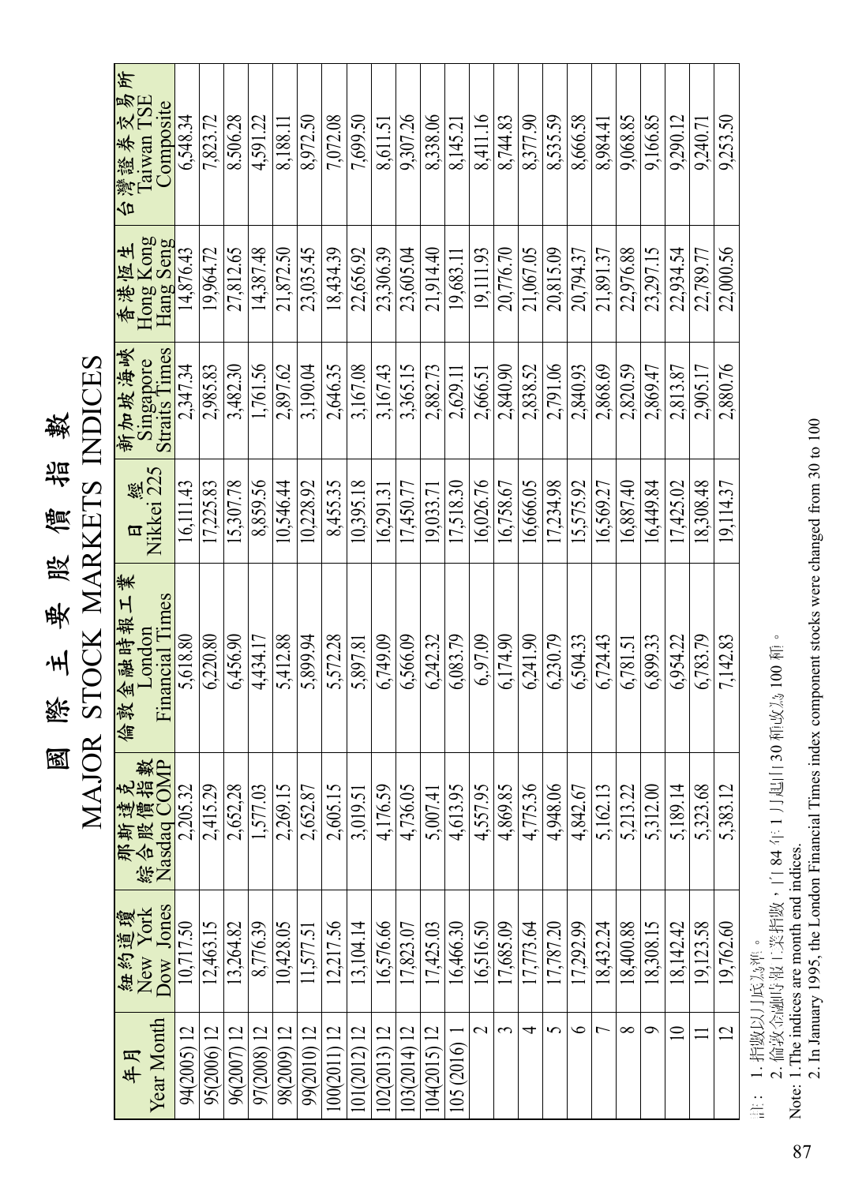# 國際主要股價指數

# MAJOR STOCK MARKETS INDICES

| 年月<br>Year Month | 紐約道瓊<br>New York<br>Dow Jones | 那斯達克綜合股價指數<br>Nasdaq COMP | 倫敦金融時報工業<br>London<br>Financial Times | 日經<br>Nikkei 225 | 新加坡海峽<br>Singapore<br>Straits Times | 香港恆生<br>Hong Kong<br>Hang Seng | 台灣證券交易所<br>Taiwan TSE<br>Composite |
|---|---|---|---|---|---|---|---|
| 94(2005) 12 | 10,717.50 | 2,205.32 | 5,618.80 | 16,111.43 | 2,347.34 | 14,876.43 | 6,548.34 |
| 95(2006) 12 | 12,463.15 | 2,415.29 | 6,220.80 | 17,225.83 | 2,985.83 | 19,964.72 | 7,823.72 |
| 96(2007) 12 | 13,264.82 | 2,652.28 | 6,456.90 | 15,307.78 | 3,482.30 | 27,812.65 | 8,506.28 |
| 97(2008) 12 | 8,776.39 | 1,577.03 | 4,434.17 | 8,859.56 | 1,761.56 | 14,387.48 | 4,591.22 |
| 98(2009) 12 | 10,428.05 | 2,269.15 | 5,412.88 | 10,546.44 | 2,897.62 | 21,872.50 | 8,188.11 |
| 99(2010) 12 | 11,577.51 | 2,652.87 | 5,899.94 | 10,228.92 | 3,190.04 | 23,035.45 | 8,972.50 |
| 100(2011) 12 | 12,217.56 | 2,605.15 | 5,572.28 | 8,455.35 | 2,646.35 | 18,434.39 | 7,072.08 |
| 101(2012) 12 | 13,104.14 | 3,019.51 | 5,897.81 | 10,395.18 | 3,167.08 | 22,656.92 | 7,699.50 |
| 102(2013) 12 | 16,576.66 | 4,176.59 | 6,749.09 | 16,291.31 | 3,167.43 | 23,306.39 | 8,611.51 |
| 103(2014) 12 | 17,823.07 | 4,736.05 | 6,566.09 | 17,450.77 | 3,365.15 | 23,605.04 | 9,307.26 |
| 104(2015) 12 | 17,425.03 | 5,007.41 | 6,242.32 | 19,033.71 | 2,882.73 | 21,914.40 | 8,338.06 |
| 105(2016) 1 | 16,466.30 | 4,613.95 | 6,083.79 | 17,518.30 | 2,629.11 | 19,683.11 | 8,145.21 |
| 2 | 16,516.50 | 4,557.95 | 6,.97.09 | 16,026.76 | 2,666.51 | 19,111.93 | 8,411.16 |
| 3 | 17,685.09 | 4,869.85 | 6,174.90 | 16,758.67 | 2,840.90 | 20,776.70 | 8,744.83 |
| 4 | 17,773.64 | 4,775.36 | 6,241.90 | 16,666.05 | 2,838.52 | 21,067.05 | 8,377.90 |
| 5 | 17,787.20 | 4,948.06 | 6,230.79 | 17,234.98 | 2,791.06 | 20,815.09 | 8,535.59 |
| 6 | 17,292.99 | 4,842.67 | 6,504.33 | 15,575.92 | 2,840.93 | 20,794.37 | 8,666.58 |
| 7 | 18,432.24 | 5,162.13 | 6,724.43 | 16,569.27 | 2,868.69 | 21,891.37 | 8,984.41 |
| 8 | 18,400.88 | 5,213.22 | 6,781.51 | 16,887.40 | 2,820.59 | 22,976.88 | 9,068.85 |
| 9 | 18,308.15 | 5,312.00 | 6,899.33 | 16,449.84 | 2,869.47 | 23,297.15 | 9,166.85 |
| 10 | 18,142.42 | 5,189.14 | 6,954.22 | 17,425.02 | 2,813.87 | 22,934.54 | 9,290.12 |
| 11 | 19,123.58 | 5,323.68 | 6,783.79 | 18,308.48 | 2,905.17 | 22,789.77 | 9,240.71 |
| 12 | 19,762.60 | 5,383.12 | 7,142.83 | 19,114.37 | 2,880.76 | 22,000.56 | 9,253.50 |

註：1. 指數以月底為準。
　　2. 倫敦金融時報工業指數，自 84 年 1 月起由 30 種改為 100 種。

Note: 1. The indices are month end indices.
　　2. In January 1995, the London Financial Times index component stocks were changed from 30 to 100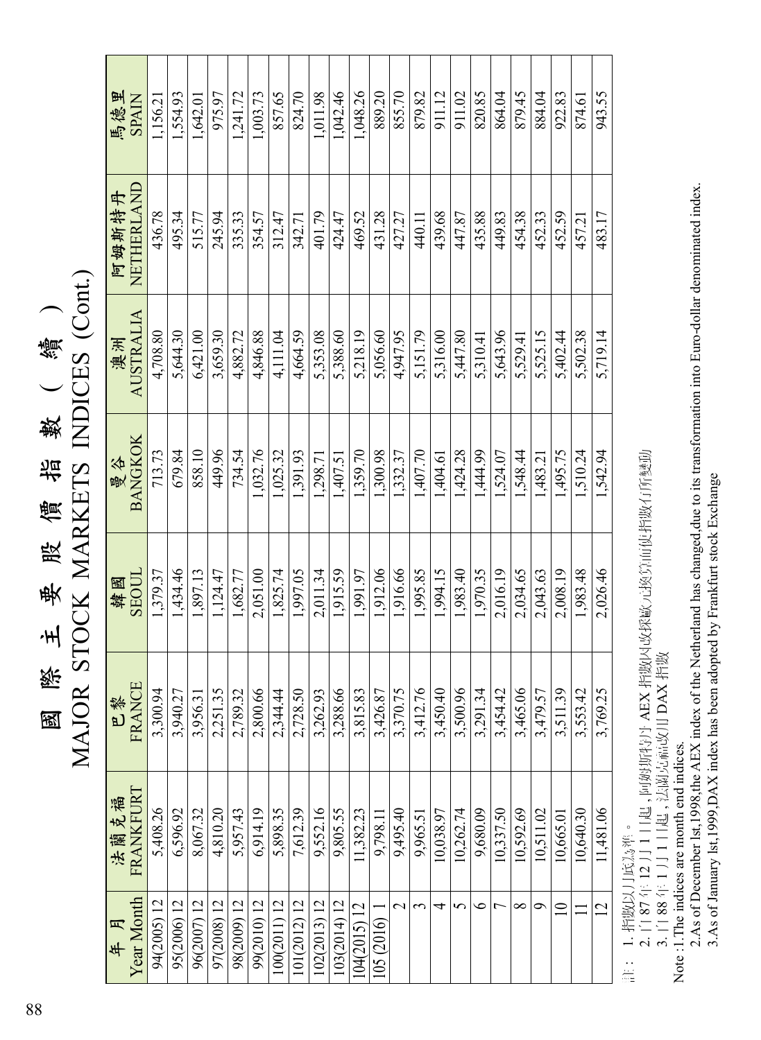# 國際主要股價指數（續）
# MAJOR STOCK MARKETS INDICES (Cont.)

| 年 月<br>Year Month | 法蘭克福<br>FRANKFURT | 巴黎<br>FRANCE | 韓國<br>SEOUL | 曼谷<br>BANGKOK | 澳洲<br>AUSTRALIA | 阿姆斯特丹<br>NETHERLAND | 馬德里<br>SPAIN |
|---|---|---|---|---|---|---|---|
| 94(2005) 12 | 5,408.26 | 3,300.94 | 1,379.37 | 713.73 | 4,708.80 | 436.78 | 1,156.21 |
| 95(2006) 12 | 6,596.92 | 3,940.27 | 1,434.46 | 679.84 | 5,644.30 | 495.34 | 1,554.93 |
| 96(2007) 12 | 8,067.32 | 3,956.31 | 1,897.13 | 858.10 | 6,421.00 | 515.77 | 1,642.01 |
| 97(2008) 12 | 4,810.20 | 2,251.35 | 1,124.47 | 449.96 | 3,659.30 | 245.94 | 975.97 |
| 98(2009) 12 | 5,957.43 | 2,789.32 | 1,682.77 | 734.54 | 4,882.72 | 335.33 | 1,241.72 |
| 99(2010) 12 | 6,914.19 | 2,800.66 | 2,051.00 | 1,032.76 | 4,846.88 | 354.57 | 1,003.73 |
| 100(2011) 12 | 5,898.35 | 2,344.44 | 1,825.74 | 1,025.32 | 4,111.04 | 312.47 | 857.65 |
| 101(2012) 12 | 7,612.39 | 2,728.50 | 1,997.05 | 1,391.93 | 4,664.59 | 342.71 | 824.70 |
| 102(2013) 12 | 9,552.16 | 3,262.93 | 2,011.34 | 1,298.71 | 5,353.08 | 401.79 | 1,011.98 |
| 103(2014) 12 | 9,805.55 | 3,288.66 | 1,915.59 | 1,407.51 | 5,388.60 | 424.47 | 1,042.46 |
| 104(2015) 12 | 11,382.23 | 3,815.83 | 1,991.97 | 1,359.70 | 5,218.19 | 469.52 | 1,048.26 |
| 105 (2016) 1 | 9,798.11 | 3,426.87 | 1,912.06 | 1,300.98 | 5,056.60 | 431.28 | 889.20 |
| 2 | 9,495.40 | 3,370.75 | 1,916.66 | 1,332.37 | 4,947.95 | 427.27 | 855.70 |
| 3 | 9,965.51 | 3,412.76 | 1,995.85 | 1,407.70 | 5,151.79 | 440.11 | 879.82 |
| 4 | 10,038.97 | 3,450.40 | 1,994.15 | 1,404.61 | 5,316.00 | 439.68 | 911.12 |
| 5 | 10,262.74 | 3,500.96 | 1,983.40 | 1,424.28 | 5,447.80 | 447.87 | 911.02 |
| 6 | 9,680.09 | 3,291.34 | 1,970.35 | 1,444.99 | 5,310.41 | 435.88 | 820.85 |
| 7 | 10,337.50 | 3,454.42 | 2,016.19 | 1,524.07 | 5,643.96 | 449.83 | 864.04 |
| 8 | 10,592.69 | 3,465.06 | 2,034.65 | 1,548.44 | 5,529.41 | 454.38 | 879.45 |
| 9 | 10,511.02 | 3,479.57 | 2,043.63 | 1,483.21 | 5,525.15 | 452.33 | 884.04 |
| 10 | 10,665.01 | 3,511.39 | 2,008.19 | 1,495.75 | 5,402.44 | 452.59 | 922.83 |
| 11 | 10,640.30 | 3,553.42 | 1,983.48 | 1,510.24 | 5,502.38 | 457.21 | 874.61 |
| 12 | 11,481.06 | 3,769.25 | 2,026.46 | 1,542.94 | 5,719.14 | 483.17 | 943.55 |

註：1. 指數以月底為準。
2. 自 87 年 12 月 1 日起，阿姆斯特丹 AEX 指數因改採歐元換算而使指數有所變動
3. 自 88 年 1 月 1 日起，法蘭克福改用 DAX 指數

Note :1.The indices are month end indices.
2.As of December lst,1998,the AEX index of the Netherland has changed,due to its transformation into Euro-dollar denominated index.
3.As of January lst,1999,DAX index has been adopted by Frankfurt stock Exchange